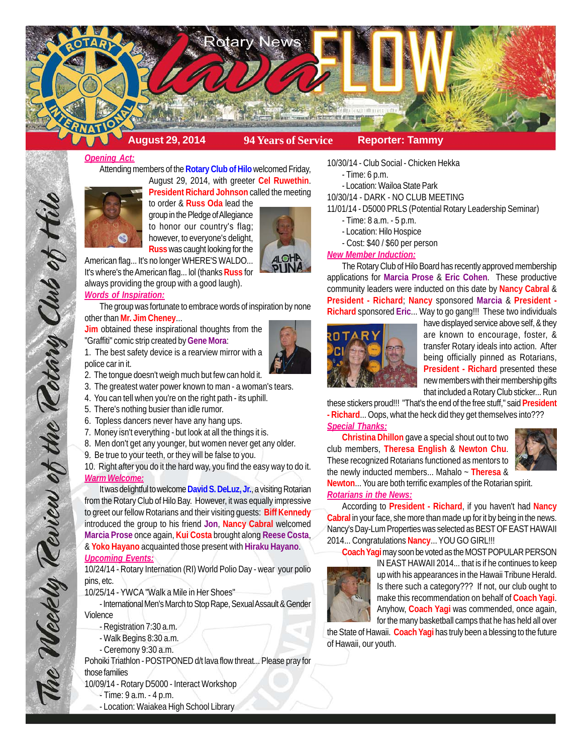# Rotary News lava FLOW

**August 29, 2014** | **94 Years of Service** | **Reporter: Tammy**

*The Weekly Review of the Rotary Club of Hilo*

## *Opening Act:*

Attending members of the **Rotary Club of Hilo** welcomed Friday, August 29, 2014, with greeter **Cel Ruwethin**. **President Richard Johnson** called the meeting to order & **Russ Oda** lead the group in the Pledge of Allegiance to honor our country's flag; however, to everyone's delight, **Russ** was caught looking for the American flag... It's no longer WHERE'S WALDO... It's where's the American flag... lol (thanks **Russ** for always providing the group with a good laugh).

## *Words of Inspiration:*

The group was fortunate to embrace words of inspiration by none other than **Mr. Jim Cheney**...

**Jim** obtained these inspirational thoughts from the "Graffiti" comic strip created by **Gene Mora**:

1. The best safety device is a rearview mirror with a police car in it.
2. The tongue doesn't weigh much but few can hold it.
3. The greatest water power known to man - a woman's tears.
4. You can tell when you're on the right path - its uphill.
5. There's nothing busier than idle rumor.
6. Topless dancers never have any hang ups.
7. Money isn't everything - but look at all the things it is.
8. Men don't get any younger, but women never get any older.
9. Be true to your teeth, or they will be false to you.
10. Right after you do it the hard way, you find the easy way to do it.

## *Warm Welcome:*

It was delightful to welcome **David S. DeLuz, Jr.**, a visiting Rotarian from the Rotary Club of Hilo Bay. However, it was equally impressive to greet our fellow Rotarians and their visiting guests: **Biff Kennedy** introduced the group to his friend **Jon**, **Nancy Cabral** welcomed **Marcia Prose** once again, **Kui Costa** brought along **Reese Costa**, & **Yoko Hayano** acquainted those present with **Hiraku Hayano**.

## *Upcoming Events:*

10/24/14 - Rotary Internation (RI) World Polio Day - wear your polio pins, etc.

10/25/14 - YWCA "Walk a Mile in Her Shoes"
- International Men's March to Stop Rape, Sexual Assault & Gender Violence
- Registration 7:30 a.m.
- Walk Begins 8:30 a.m.
- Ceremony 9:30 a.m.

Pohoiki Triathlon - POSTPONED d/t lava flow threat... Please pray for those families

10/09/14 - Rotary D5000 - Interact Workshop
- Time: 9 a.m. - 4 p.m.
- Location: Waiakea High School Library

10/30/14 - Club Social - Chicken Hekka
- Time: 6 p.m.
- Location: Wailoa State Park

10/30/14 - DARK - NO CLUB MEETING

11/01/14 - D5000 PRLS (Potential Rotary Leadership Seminar)
- Time: 8 a.m. - 5 p.m.
- Location: Hilo Hospice
- Cost: $40 / $60 per person

## *New Member Induction:*

The Rotary Club of Hilo Board has recently approved membership applications for **Marcia Prose** & **Eric Cohen**. These productive community leaders were inducted on this date by **Nancy Cabral** & **President - Richard**; **Nancy** sponsored **Marcia** & **President - Richard** sponsored **Eric**... Way to go gang!!! These two individuals have displayed service above self, & they are known to encourage, foster, & transfer Rotary ideals into action. After being officially pinned as Rotarians, **President - Richard** presented these new members with their membership gifts that included a Rotary Club sticker... Run these stickers proud!!! "That's the end of the free stuff," said **President - Richard**... Oops, what the heck did they get themselves into???

## *Special Thanks:*

**Christina Dhillon** gave a special shout out to two club members, **Theresa English** & **Newton Chu**. These recognized Rotarians functioned as mentors to the newly inducted members... Mahalo ~ **Theresa** & **Newton**... You are both terrific examples of the Rotarian spirit.

## *Rotarians in the News:*

According to **President - Richard**, if you haven't had **Nancy Cabral** in your face, she more than made up for it by being in the news. Nancy's Day-Lum Properties was selected as BEST OF EAST HAWAII 2014... Congratulations **Nancy**... YOU GO GIRL!!!

**Coach Yagi** may soon be voted as the MOST POPULAR PERSON IN EAST HAWAII 2014... that is if he continues to keep up with his appearances in the Hawaii Tribune Herald. Is there such a category??? If not, our club ought to make this recommendation on behalf of **Coach Yagi**. Anyhow, **Coach Yagi** was commended, once again, for the many basketball camps that he has held all over the State of Hawaii. **Coach Yagi** has truly been a blessing to the future of Hawaii, our youth.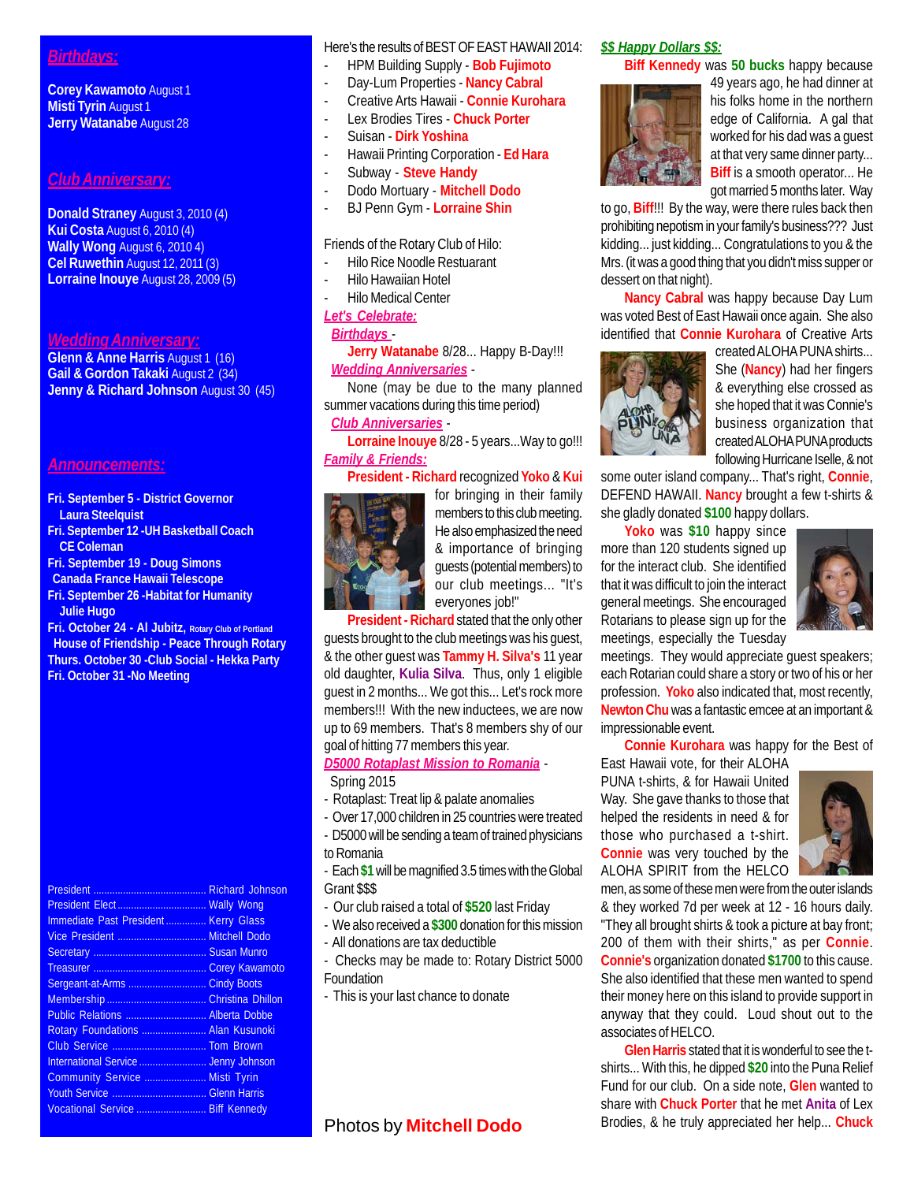## Birthdays:

**Corey Kawamoto** August 1
**Misti Tyrin** August 1
**Jerry Watanabe** August 28

## Club Anniversary:

**Donald Straney** August 3, 2010 (4)
**Kui Costa** August 6, 2010 (4)
**Wally Wong** August 6, 2010 4)
**Cel Ruwethin** August 12, 2011 (3)
**Lorraine Inouye** August 28, 2009 (5)

## Wedding Anniversary:

**Glenn & Anne Harris** August 1 (16)
**Gail & Gordon Takaki** August 2 (34)
**Jenny & Richard Johnson** August 30 (45)

## Announcements:

**Fri. September 5 - District Governor Laura Steelquist**
**Fri. September 12 -UH Basketball Coach CE Coleman**
**Fri. September 19 - Doug Simons Canada France Hawaii Telescope**
**Fri. September 26 -Habitat for Humanity Julie Hugo**
**Fri. October 24 - Al Jubitz,** Rotary Club of Portland **House of Friendship - Peace Through Rotary**
**Thurs. October 30 -Club Social - Hekka Party**
**Fri. October 31 -No Meeting**

| | |
|---|---|
| President | Richard Johnson |
| President Elect | Wally Wong |
| Immediate Past President | Kerry Glass |
| Vice President | Mitchell Dodo |
| Secretary | Susan Munro |
| Treasurer | Corey Kawamoto |
| Sergeant-at-Arms | Cindy Boots |
| Membership | Christina Dhillon |
| Public Relations | Alberta Dobbe |
| Rotary Foundations | Alan Kusunoki |
| Club Service | Tom Brown |
| International Service | Jenny Johnson |
| Community Service | Misti Tyrin |
| Youth Service | Glenn Harris |
| Vocational Service | Biff Kennedy |

Here's the results of BEST OF EAST HAWAII 2014:

- HPM Building Supply - **Bob Fujimoto**
- Day-Lum Properties - **Nancy Cabral**
- Creative Arts Hawaii - **Connie Kurohara**
- Lex Brodies Tires - **Chuck Porter**
- Suisan - **Dirk Yoshina**
- Hawaii Printing Corporation - **Ed Hara**
- Subway - **Steve Handy**
- Dodo Mortuary - **Mitchell Dodo**
- BJ Penn Gym - **Lorraine Shin**

Friends of the Rotary Club of Hilo:

- Hilo Rice Noodle Restuarant
- Hilo Hawaiian Hotel
- Hilo Medical Center

### Let's Celebrate:

*Birthdays* -

**Jerry Watanabe** 8/28... Happy B-Day!!!

*Wedding Anniversaries* -

None (may be due to the many planned summer vacations during this time period)

*Club Anniversaries* -

**Lorraine Inouye** 8/28 - 5 years...Way to go!!!

### Family & Friends:

**President - Richard** recognized **Yoko** & **Kui** for bringing in their family members to this club meeting. He also emphasized the need & importance of bringing guests (potential members) to our club meetings... "It's everyones job!"

**President - Richard** stated that the only other guests brought to the club meetings was his guest, & the other guest was **Tammy H. Silva's** 11 year old daughter, **Kulia Silva**. Thus, only 1 eligible guest in 2 months... We got this... Let's rock more members!!! With the new inductees, we are now up to 69 members. That's 8 members shy of our goal of hitting 77 members this year.

### D5000 Rotaplast Mission to Romania -

Spring 2015

- Rotaplast: Treat lip & palate anomalies
- Over 17,000 children in 25 countries were treated
- D5000 will be sending a team of trained physicians to Romania
- Each **$1** will be magnified 3.5 times with the Global Grant $$$
- Our club raised a total of **$520** last Friday
- We also received a **$300** donation for this mission
- All donations are tax deductible
- Checks may be made to: Rotary District 5000 Foundation
- This is your last chance to donate

Photos by **Mitchell Dodo**

### $$ Happy Dollars $$:

**Biff Kennedy** was **50 bucks** happy because 49 years ago, he had dinner at his folks home in the northern edge of California. A gal that worked for his dad was a guest at that very same dinner party... **Biff** is a smooth operator... He got married 5 months later. Way to go, **Biff**!!! By the way, were there rules back then prohibiting nepotism in your family's business??? Just kidding... just kidding... Congratulations to you & the Mrs. (it was a good thing that you didn't miss supper or dessert on that night).

**Nancy Cabral** was happy because Day Lum was voted Best of East Hawaii once again. She also identified that **Connie Kurohara** of Creative Arts created ALOHA PUNA shirts... She (**Nancy**) had her fingers & everything else crossed as she hoped that it was Connie's business organization that created ALOHA PUNA products following Hurricane Iselle, & not some outer island company... That's right, **Connie**, DEFEND HAWAII. **Nancy** brought a few t-shirts & she gladly donated **$100** happy dollars.

**Yoko** was **$10** happy since more than 120 students signed up for the interact club. She identified that it was difficult to join the interact general meetings. She encouraged Rotarians to please sign up for the meetings, especially the Tuesday meetings. They would appreciate guest speakers; each Rotarian could share a story or two of his or her profession. **Yoko** also indicated that, most recently, **Newton Chu** was a fantastic emcee at an important & impressionable event.

**Connie Kurohara** was happy for the Best of East Hawaii vote, for their ALOHA PUNA t-shirts, & for Hawaii United Way. She gave thanks to those that helped the residents in need & for those who purchased a t-shirt. **Connie** was very touched by the ALOHA SPIRIT from the HELCO men, as some of these men were from the outer islands & they worked 7d per week at 12 - 16 hours daily. "They all brought shirts & took a picture at bay front; 200 of them with their shirts," as per **Connie**. **Connie's** organization donated **$1700** to this cause. She also identified that these men wanted to spend their money here on this island to provide support in anyway that they could. Loud shout out to the associates of HELCO.

**Glen Harris** stated that it is wonderful to see the t-shirts... With this, he dipped **$20** into the Puna Relief Fund for our club. On a side note, **Glen** wanted to share with **Chuck Porter** that he met **Anita** of Lex Brodies, & he truly appreciated her help... **Chuck**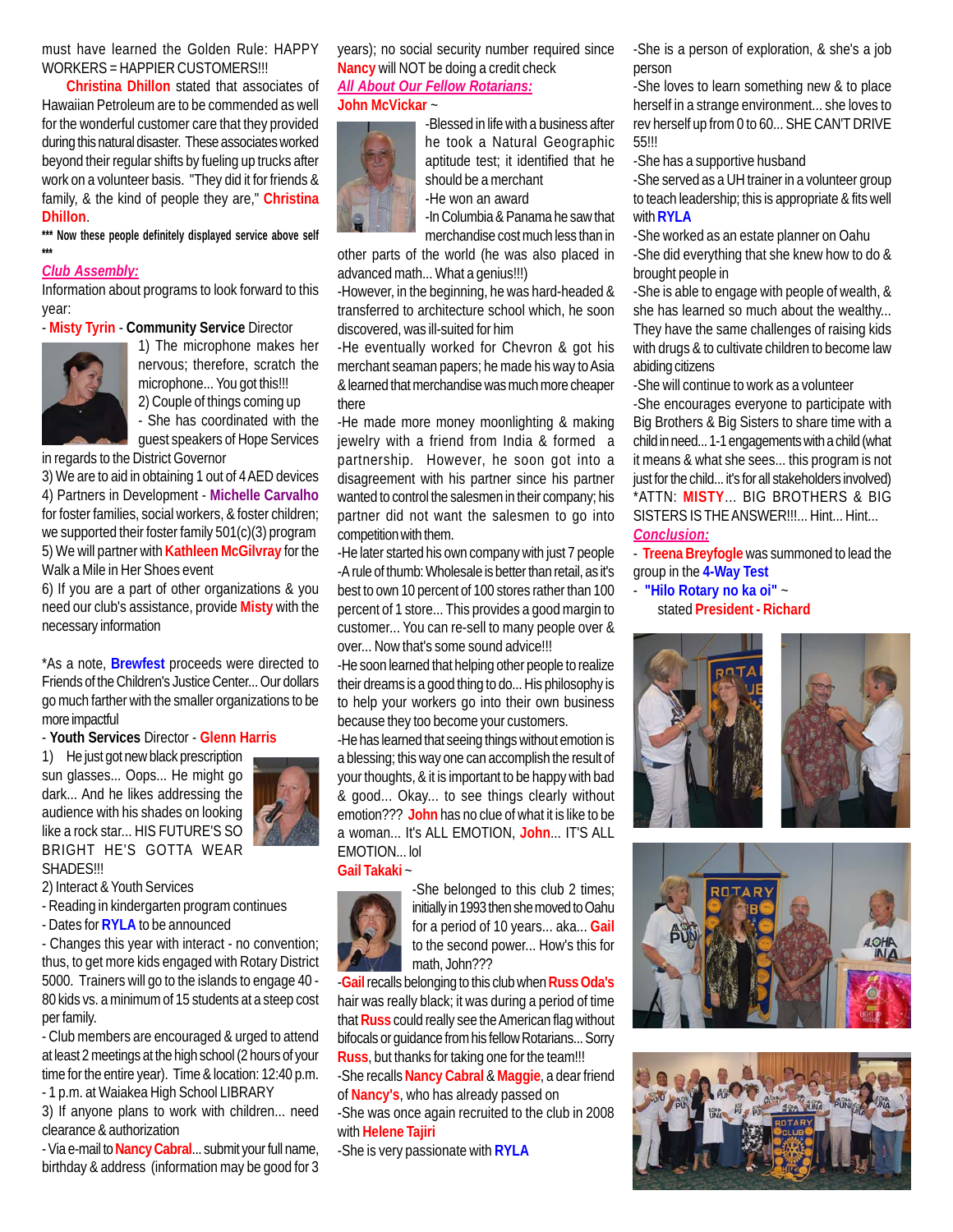must have learned the Golden Rule: HAPPY WORKERS = HAPPIER CUSTOMERS!!!

**Christina Dhillon** stated that associates of Hawaiian Petroleum are to be commended as well for the wonderful customer care that they provided during this natural disaster. These associates worked beyond their regular shifts by fueling up trucks after work on a volunteer basis. "They did it for friends & family, & the kind of people they are," **Christina Dhillon**.

*** Now these people definitely displayed service above self ***

***Club Assembly:***

Information about programs to look forward to this year:

- **Misty Tyrin** - **Community Service** Director

1) The microphone makes her nervous; therefore, scratch the microphone... You got this!!!

2) Couple of things coming up

- She has coordinated with the guest speakers of Hope Services in regards to the District Governor

3) We are to aid in obtaining 1 out of 4 AED devices

4) Partners in Development - **Michelle Carvalho** for foster families, social workers, & foster children; we supported their foster family 501(c)(3) program

5) We will partner with **Kathleen McGilvray** for the Walk a Mile in Her Shoes event

6) If you are a part of other organizations & you need our club's assistance, provide **Misty** with the necessary information

*As a note, **Brewfest** proceeds were directed to Friends of the Children's Justice Center... Our dollars go much farther with the smaller organizations to be more impactful

- **Youth Services** Director - **Glenn Harris**

1) He just got new black prescription sun glasses... Oops... He might go dark... And he likes addressing the audience with his shades on looking like a rock star... HIS FUTURE'S SO BRIGHT HE'S GOTTA WEAR SHADES!!!

2) Interact & Youth Services

- Reading in kindergarten program continues
- Dates for **RYLA** to be announced
- Changes this year with interact - no convention; thus, to get more kids engaged with Rotary District 5000. Trainers will go to the islands to engage 40 - 80 kids vs. a minimum of 15 students at a steep cost per family
- Club members are encouraged & urged to attend at least 2 meetings at the high school (2 hours of your time for the entire year). Time & location: 12:40 p.m. - 1 p.m. at Waiakea High School LIBRARY

3) If anyone plans to work with children... need clearance & authorization

- Via e-mail to **Nancy Cabral**... submit your full name, birthday & address (information may be good for 3 years); no social security number required since **Nancy** will NOT be doing a credit check

***All About Our Fellow Rotarians:***

**John McVickar** ~

-Blessed in life with a business after he took a Natural Geographic aptitude test; it identified that he should be a merchant

-He won an award

-In Columbia & Panama he saw that merchandise cost much less than in other parts of the world (he was also placed in advanced math... What a genius!!!)

-However, in the beginning, he was hard-headed & transferred to architecture school which, he soon discovered, was ill-suited for him

-He eventually worked for Chevron & got his merchant seaman papers; he made his way to Asia & learned that merchandise was much more cheaper there

-He made more money moonlighting & making jewelry with a friend from India & formed a partnership. However, he soon got into a disagreement with his partner since his partner wanted to control the salesmen in their company; his partner did not want the salesmen to go into competition with them.

-He later started his own company with just 7 people

-A rule of thumb: Wholesale is better than retail, as it's best to own 10 percent of 100 stores rather than 100 percent of 1 store... This provides a good margin to customer... You can re-sell to many people over & over... Now that's some sound advice!!!

-He soon learned that helping other people to realize their dreams is a good thing to do... His philosophy is to help your workers go into their own business because they too become your customers.

-He has learned that seeing things without emotion is a blessing; this way one can accomplish the result of your thoughts, & it is important to be happy with bad & good... Okay... to see things clearly without emotion??? **John** has no clue of what it is like to be a woman... It's ALL EMOTION, **John**... IT'S ALL EMOTION... lol

**Gail Takaki** ~

-She belonged to this club 2 times; initially in 1993 then she moved to Oahu for a period of 10 years... aka... **Gail** to the second power... How's this for math, John???

-**Gail** recalls belonging to this club when **Russ Oda's** hair was really black; it was during a period of time that **Russ** could really see the American flag without bifocals or guidance from his fellow Rotarians... Sorry **Russ**, but thanks for taking one for the team!!!

-She recalls **Nancy Cabral** & **Maggie**, a dear friend of **Nancy's**, who has already passed on

-She was once again recruited to the club in 2008 with **Helene Tajiri**

-She is very passionate with **RYLA**

-She is a person of exploration, & she's a job person

-She loves to learn something new & to place herself in a strange environment... she loves to rev herself up from 0 to 60... SHE CAN'T DRIVE 55!!!

-She has a supportive husband

-She served as a UH trainer in a volunteer group to teach leadership; this is appropriate & fits well with **RYLA**

-She worked as an estate planner on Oahu

-She did everything that she knew how to do & brought people in

-She is able to engage with people of wealth, & she has learned so much about the wealthy... They have the same challenges of raising kids with drugs & to cultivate children to become law abiding citizens

-She will continue to work as a volunteer

-She encourages everyone to participate with Big Brothers & Big Sisters to share time with a child in need... 1-1 engagements with a child (what it means & what she sees... this program is not just for the child... it's for all stakeholders involved)

*ATTN: **MISTY**... BIG BROTHERS & BIG SISTERS IS THE ANSWER!!!... Hint... Hint...

***Conclusion:***

- **Treena Breyfogle** was summoned to lead the group in the **4-Way Test**
- **"Hilo Rotary no ka oi"** ~ stated **President - Richard**